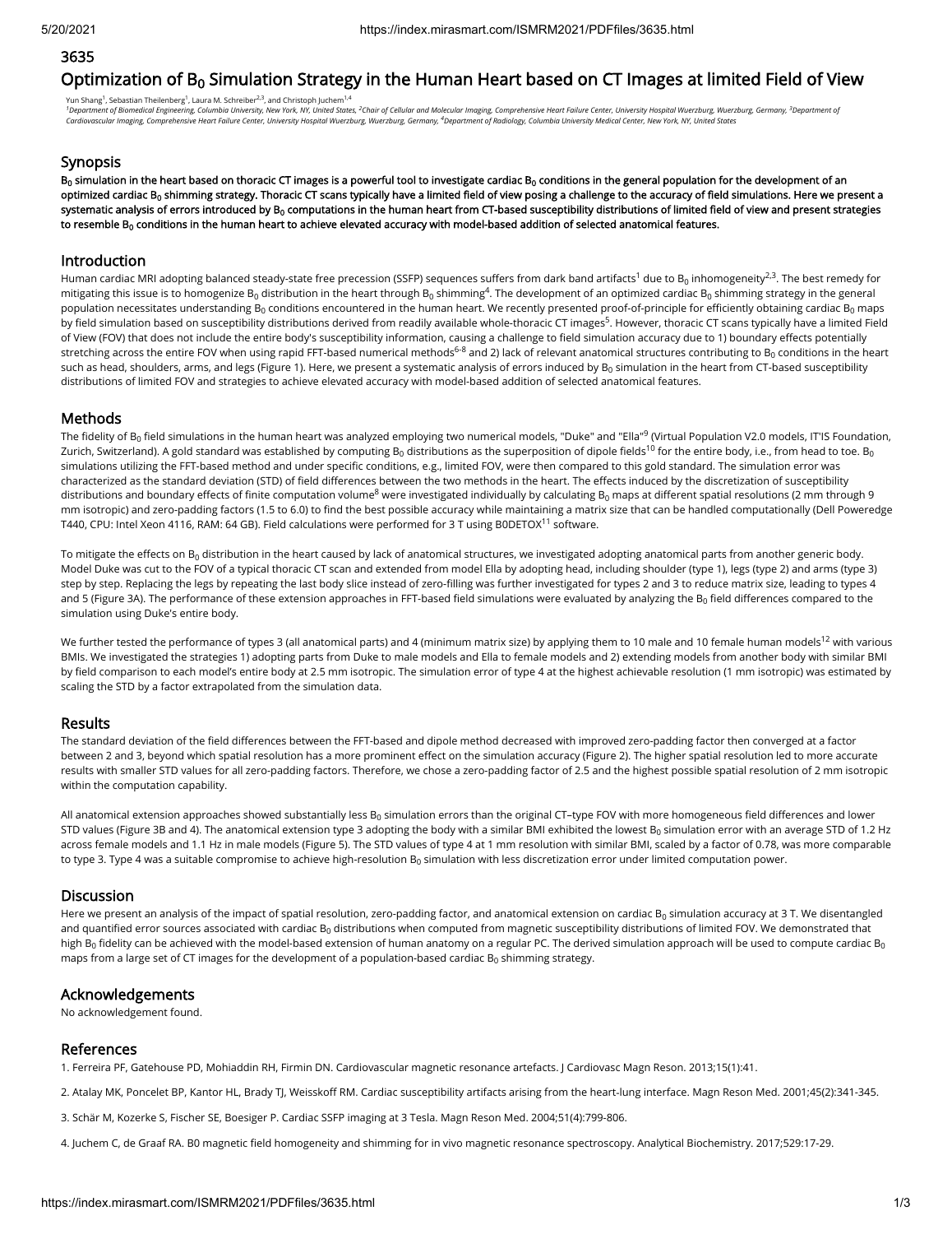3635

# Optimization of $B_0$ Simulation Strategy in the Human Heart based on CT Images at limited Field of View

Yun Shang[1], Sebastian Theilenberg[1], Laura M. Schreiber[2,3], and Christoph Juchem[1,4]

[1]Department of Biomedical Engineering, Columbia University, New York, NY, United States, [2]Chair of Cellular and Molecular Imaging, Comprehensive Heart Failure Center, University Hospital Wuerzburg, Wuerzburg, Germany, [3]Department of Cardiovascular Imaging, Comprehensive Heart Failure Center, University Hospital Wuerzburg, Wuerzburg, Germany, [4]Department of Radiology, Columbia University Medical Center, New York, NY, United States

## Synopsis

**$B_0$ simulation in the heart based on thoracic CT images is a powerful tool to investigate cardiac $B_0$ conditions in the general population for the development of an optimized cardiac $B_0$ shimming strategy. Thoracic CT scans typically have a limited field of view posing a challenge to the accuracy of field simulations. Here we present a systematic analysis of errors introduced by $B_0$ computations in the human heart from CT-based susceptibility distributions of limited field of view and present strategies to resemble $B_0$ conditions in the human heart to achieve elevated accuracy with model-based addition of selected anatomical features.**

## Introduction

Human cardiac MRI adopting balanced steady-state free precession (SSFP) sequences suffers from dark band artifacts[1] due to $B_0$ inhomogeneity[2,3]. The best remedy for mitigating this issue is to homogenize $B_0$ distribution in the heart through $B_0$ shimming[4]. The development of an optimized cardiac $B_0$ shimming strategy in the general population necessitates understanding $B_0$ conditions encountered in the human heart. We recently presented proof-of-principle for efficiently obtaining cardiac $B_0$ maps by field simulation based on susceptibility distributions derived from readily available whole-thoracic CT images[5]. However, thoracic CT scans typically have a limited Field of View (FOV) that does not include the entire body's susceptibility information, causing a challenge to field simulation accuracy due to 1) boundary effects potentially stretching across the entire FOV when using rapid FFT-based numerical methods[6-8] and 2) lack of relevant anatomical structures contributing to $B_0$ conditions in the heart such as head, shoulders, arms, and legs (Figure 1). Here, we present a systematic analysis of errors induced by $B_0$ simulation in the heart from CT-based susceptibility distributions of limited FOV and strategies to achieve elevated accuracy with model-based addition of selected anatomical features.

## Methods

The fidelity of $B_0$ field simulations in the human heart was analyzed employing two numerical models, "Duke" and "Ella"[9] (Virtual Population V2.0 models, IT'IS Foundation, Zurich, Switzerland). A gold standard was established by computing $B_0$ distributions as the superposition of dipole fields[10] for the entire body, i.e., from head to toe. $B_0$ simulations utilizing the FFT-based method and under specific conditions, e.g., limited FOV, were then compared to this gold standard. The simulation error was characterized as the standard deviation (STD) of field differences between the two methods in the heart. The effects induced by the discretization of susceptibility distributions and boundary effects of finite computation volume[8] were investigated individually by calculating $B_0$ maps at different spatial resolutions (2 mm through 9 mm isotropic) and zero-padding factors (1.5 to 6.0) to find the best possible accuracy while maintaining a matrix size that can be handled computationally (Dell Poweredge T440, CPU: Intel Xeon 4116, RAM: 64 GB). Field calculations were performed for 3 T using B0DETOX[11] software.

To mitigate the effects on $B_0$ distribution in the heart caused by lack of anatomical structures, we investigated adopting anatomical parts from another generic body. Model Duke was cut to the FOV of a typical thoracic CT scan and extended from model Ella by adopting head, including shoulder (type 1), legs (type 2) and arms (type 3) step by step. Replacing the legs by repeating the last body slice instead of zero-filling was further investigated for types 2 and 3 to reduce matrix size, leading to types 4 and 5 (Figure 3A). The performance of these extension approaches in FFT-based field simulations were evaluated by analyzing the $B_0$ field differences compared to the simulation using Duke's entire body.

We further tested the performance of types 3 (all anatomical parts) and 4 (minimum matrix size) by applying them to 10 male and 10 female human models[12] with various BMIs. We investigated the strategies 1) adopting parts from Duke to male models and Ella to female models and 2) extending models from another body with similar BMI by field comparison to each model's entire body at 2.5 mm isotropic. The simulation error of type 4 at the highest achievable resolution (1 mm isotropic) was estimated by scaling the STD by a factor extrapolated from the simulation data.

## Results

The standard deviation of the field differences between the FFT-based and dipole method decreased with improved zero-padding factor then converged at a factor between 2 and 3, beyond which spatial resolution has a more prominent effect on the simulation accuracy (Figure 2). The higher spatial resolution led to more accurate results with smaller STD values for all zero-padding factors. Therefore, we chose a zero-padding factor of 2.5 and the highest possible spatial resolution of 2 mm isotropic within the computation capability.

All anatomical extension approaches showed substantially less $B_0$ simulation errors than the original CT–type FOV with more homogeneous field differences and lower STD values (Figure 3B and 4). The anatomical extension type 3 adopting the body with a similar BMI exhibited the lowest $B_0$ simulation error with an average STD of 1.2 Hz across female models and 1.1 Hz in male models (Figure 5). The STD values of type 4 at 1 mm resolution with similar BMI, scaled by a factor of 0.78, was more comparable to type 3. Type 4 was a suitable compromise to achieve high-resolution $B_0$ simulation with less discretization error under limited computation power.

## Discussion

Here we present an analysis of the impact of spatial resolution, zero-padding factor, and anatomical extension on cardiac $B_0$ simulation accuracy at 3 T. We disentangled and quantified error sources associated with cardiac $B_0$ distributions when computed from magnetic susceptibility distributions of limited FOV. We demonstrated that high $B_0$ fidelity can be achieved with the model-based extension of human anatomy on a regular PC. The derived simulation approach will be used to compute cardiac $B_0$ maps from a large set of CT images for the development of a population-based cardiac $B_0$ shimming strategy.

## Acknowledgements

No acknowledgement found.

## References

1. Ferreira PF, Gatehouse PD, Mohiaddin RH, Firmin DN. Cardiovascular magnetic resonance artefacts. J Cardiovasc Magn Reson. 2013;15(1):41.

2. Atalay MK, Poncelet BP, Kantor HL, Brady TJ, Weisskoff RM. Cardiac susceptibility artifacts arising from the heart-lung interface. Magn Reson Med. 2001;45(2):341-345.

3. Schär M, Kozerke S, Fischer SE, Boesiger P. Cardiac SSFP imaging at 3 Tesla. Magn Reson Med. 2004;51(4):799-806.

4. Juchem C, de Graaf RA. B0 magnetic field homogeneity and shimming for in vivo magnetic resonance spectroscopy. Analytical Biochemistry. 2017;529:17-29.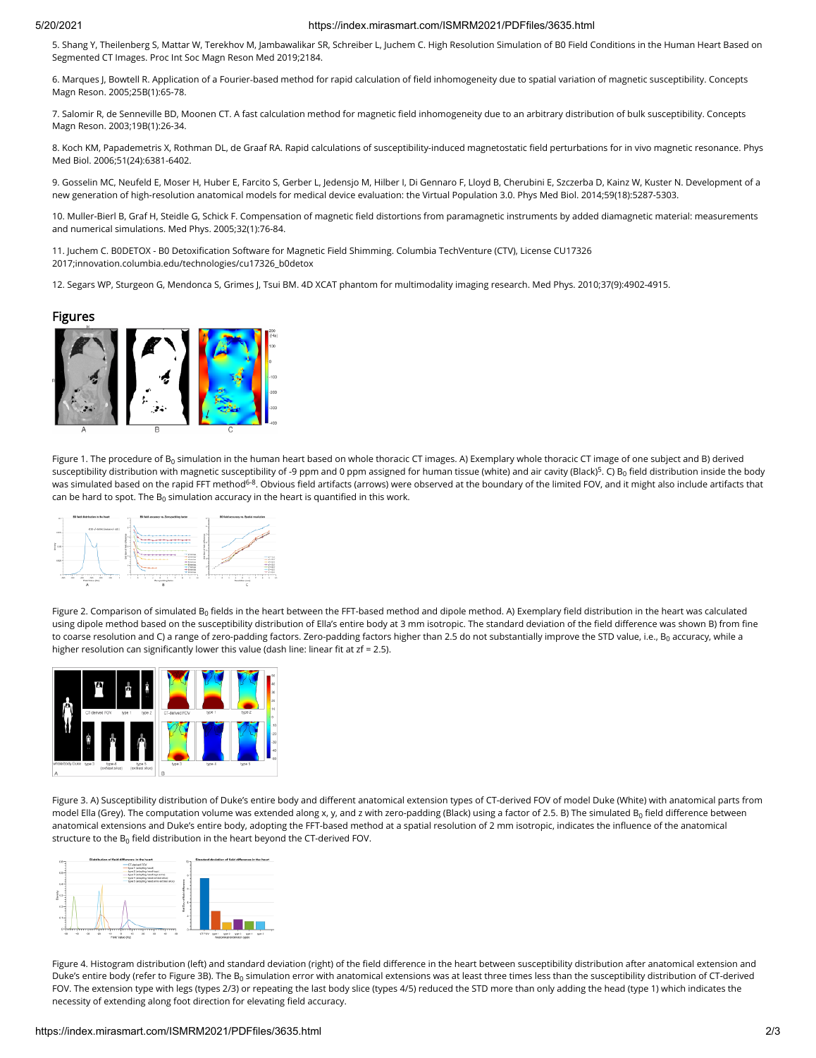5. Shang Y, Theilenberg S, Mattar W, Terekhov M, Jambawalikar SR, Schreiber L, Juchem C. High Resolution Simulation of B0 Field Conditions in the Human Heart Based on Segmented CT Images. Proc Int Soc Magn Reson Med 2019;2184.

6. Marques J, Bowtell R. Application of a Fourier-based method for rapid calculation of field inhomogeneity due to spatial variation of magnetic susceptibility. Concepts Magn Reson. 2005;25B(1):65-78.

7. Salomir R, de Senneville BD, Moonen CT. A fast calculation method for magnetic field inhomogeneity due to an arbitrary distribution of bulk susceptibility. Concepts Magn Reson. 2003;19B(1):26-34.

8. Koch KM, Papademetris X, Rothman DL, de Graaf RA. Rapid calculations of susceptibility-induced magnetostatic field perturbations for in vivo magnetic resonance. Phys Med Biol. 2006;51(24):6381-6402.

9. Gosselin MC, Neufeld E, Moser H, Huber E, Farcito S, Gerber L, Jedensjo M, Hilber I, Di Gennaro F, Lloyd B, Cherubini E, Szczerba D, Kainz W, Kuster N. Development of a new generation of high-resolution anatomical models for medical device evaluation: the Virtual Population 3.0. Phys Med Biol. 2014;59(18):5287-5303.

10. Muller-Bierl B, Graf H, Steidle G, Schick F. Compensation of magnetic field distortions from paramagnetic instruments by added diamagnetic material: measurements and numerical simulations. Med Phys. 2005;32(1):76-84.

11. Juchem C. B0DETOX - B0 Detoxification Software for Magnetic Field Shimming. Columbia TechVenture (CTV), License CU17326 2017;innovation.columbia.edu/technologies/cu17326_b0detox

12. Segars WP, Sturgeon G, Mendonca S, Grimes J, Tsui BM. 4D XCAT phantom for multimodality imaging research. Med Phys. 2010;37(9):4902-4915.

## Figures

Figure 1. The procedure of $B_0$ simulation in the human heart based on whole thoracic CT images. A) Exemplary whole thoracic CT image of one subject and B) derived susceptibility distribution with magnetic susceptibility of -9 ppm and 0 ppm assigned for human tissue (white) and air cavity (Black)[5]. C) $B_0$ field distribution inside the body was simulated based on the rapid FFT method[6-8]. Obvious field artifacts (arrows) were observed at the boundary of the limited FOV, and it might also include artifacts that can be hard to spot. The $B_0$ simulation accuracy in the heart is quantified in this work.

Figure 2. Comparison of simulated $B_0$ fields in the heart between the FFT-based method and dipole method. A) Exemplary field distribution in the heart was calculated using dipole method based on the susceptibility distribution of Ella's entire body at 3 mm isotropic. The standard deviation of the field difference was shown B) from fine to coarse resolution and C) a range of zero-padding factors. Zero-padding factors higher than 2.5 do not substantially improve the STD value, i.e., $B_0$ accuracy, while a higher resolution can significantly lower this value (dash line: linear fit at zf = 2.5).

Figure 3. A) Susceptibility distribution of Duke's entire body and different anatomical extension types of CT-derived FOV of model Duke (White) with anatomical parts from model Ella (Grey). The computation volume was extended along x, y, and z with zero-padding (Black) using a factor of 2.5. B) The simulated $B_0$ field difference between anatomical extensions and Duke's entire body, adopting the FFT-based method at a spatial resolution of 2 mm isotropic, indicates the influence of the anatomical structure to the $B_0$ field distribution in the heart beyond the CT-derived FOV.

Figure 4. Histogram distribution (left) and standard deviation (right) of the field difference in the heart between susceptibility distribution after anatomical extension and Duke's entire body (refer to Figure 3B). The $B_0$ simulation error with anatomical extensions was at least three times less than the susceptibility distribution of CT-derived FOV. The extension type with legs (types 2/3) or repeating the last body slice (types 4/5) reduced the STD more than only adding the head (type 1) which indicates the necessity of extending along foot direction for elevating field accuracy.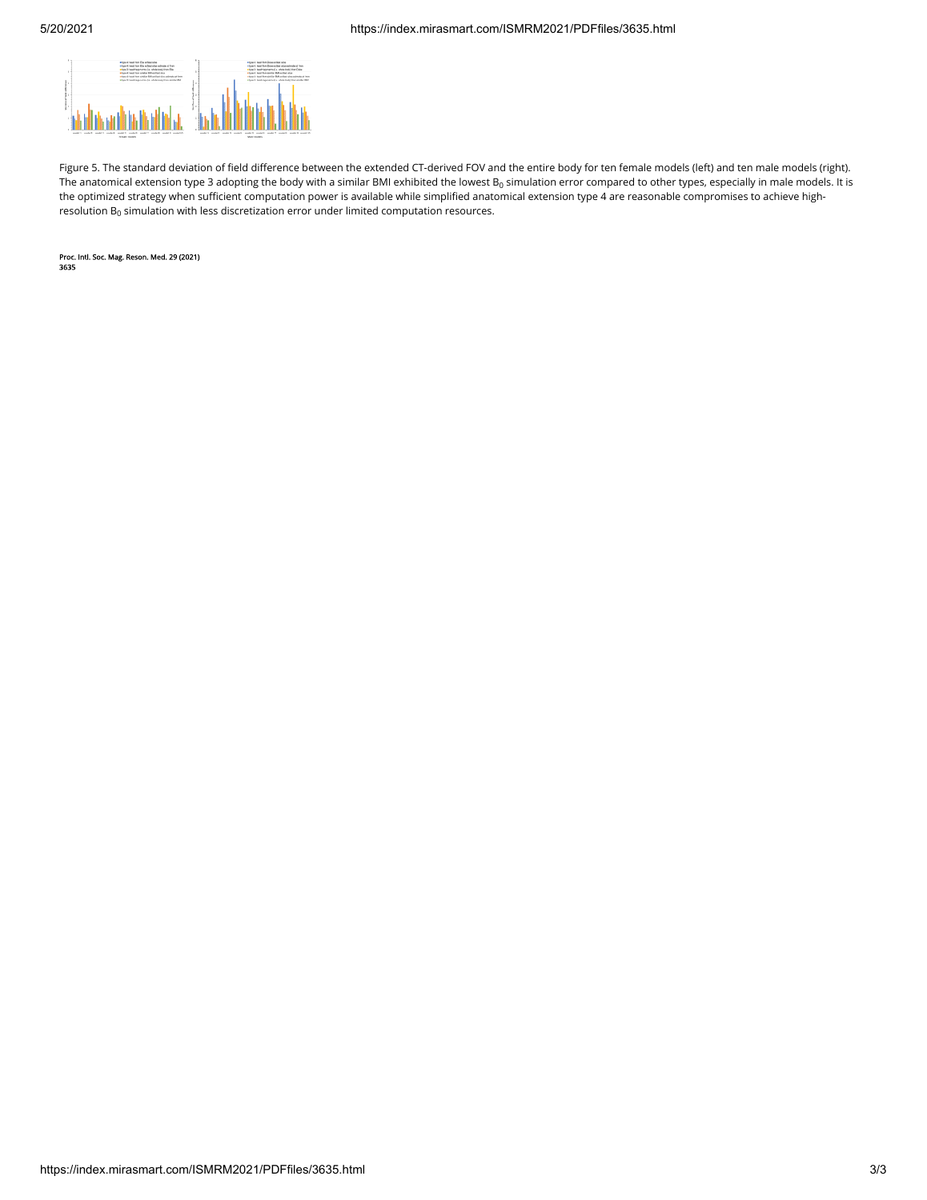Figure 5. The standard deviation of field difference between the extended CT-derived FOV and the entire body for ten female models (left) and ten male models (right). The anatomical extension type 3 adopting the body with a similar BMI exhibited the lowest $B_0$ simulation error compared to other types, especially in male models. It is the optimized strategy when sufficient computation power is available while simplified anatomical extension type 4 are reasonable compromises to achieve high-resolution $B_0$ simulation with less discretization error under limited computation resources.

Proc. Intl. Soc. Mag. Reson. Med. 29 (2021)
3635